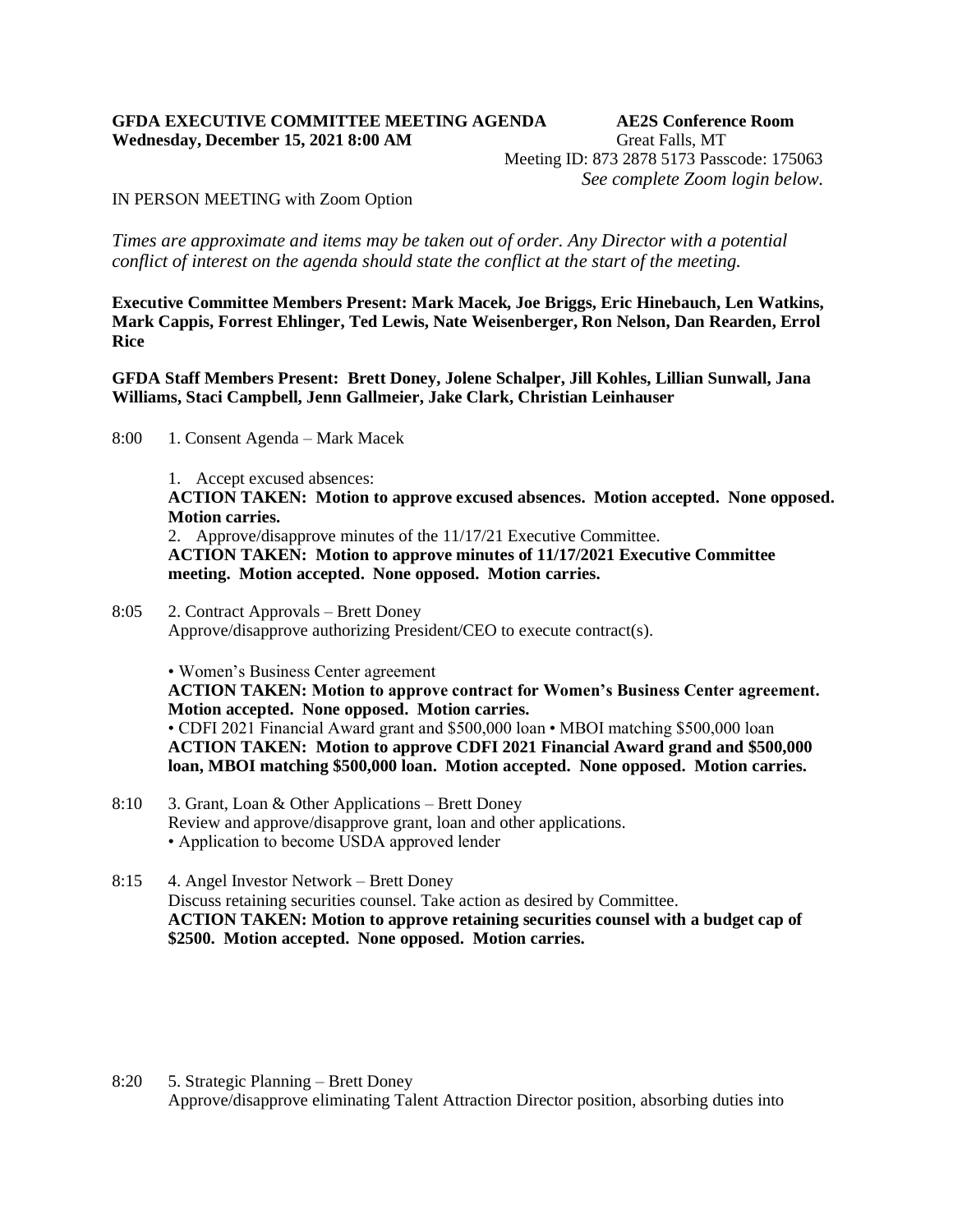**GFDA EXECUTIVE COMMITTEE MEETING AGENDA**
**Wednesday, December 15, 2021 8:00 AM**

**AE2S Conference Room**
Great Falls, MT
Meeting ID: 873 2878 5173 Passcode: 175063
*See complete Zoom login below.*

IN PERSON MEETING with Zoom Option

*Times are approximate and items may be taken out of order. Any Director with a potential conflict of interest on the agenda should state the conflict at the start of the meeting.*

**Executive Committee Members Present: Mark Macek, Joe Briggs, Eric Hinebauch, Len Watkins, Mark Cappis, Forrest Ehlinger, Ted Lewis, Nate Weisenberger, Ron Nelson, Dan Rearden, Errol Rice**

**GFDA Staff Members Present: Brett Doney, Jolene Schalper, Jill Kohles, Lillian Sunwall, Jana Williams, Staci Campbell, Jenn Gallmeier, Jake Clark, Christian Leinhauser**

8:00 1. Consent Agenda – Mark Macek

1. Accept excused absences:
**ACTION TAKEN: Motion to approve excused absences. Motion accepted. None opposed. Motion carries.**
2. Approve/disapprove minutes of the 11/17/21 Executive Committee.
**ACTION TAKEN: Motion to approve minutes of 11/17/2021 Executive Committee meeting. Motion accepted. None opposed. Motion carries.**

8:05 2. Contract Approvals – Brett Doney
Approve/disapprove authorizing President/CEO to execute contract(s).

• Women's Business Center agreement
**ACTION TAKEN: Motion to approve contract for Women's Business Center agreement. Motion accepted. None opposed. Motion carries.**
• CDFI 2021 Financial Award grant and $500,000 loan • MBOI matching $500,000 loan
**ACTION TAKEN: Motion to approve CDFI 2021 Financial Award grand and $500,000 loan, MBOI matching $500,000 loan. Motion accepted. None opposed. Motion carries.**

8:10 3. Grant, Loan & Other Applications – Brett Doney
Review and approve/disapprove grant, loan and other applications.
• Application to become USDA approved lender

8:15 4. Angel Investor Network – Brett Doney
Discuss retaining securities counsel. Take action as desired by Committee.
**ACTION TAKEN: Motion to approve retaining securities counsel with a budget cap of $2500. Motion accepted. None opposed. Motion carries.**

8:20 5. Strategic Planning – Brett Doney
Approve/disapprove eliminating Talent Attraction Director position, absorbing duties into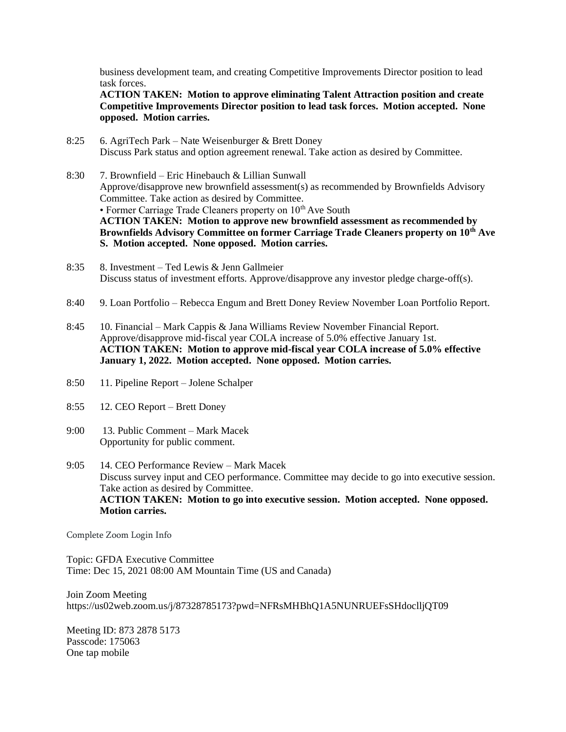business development team, and creating Competitive Improvements Director position to lead task forces.
**ACTION TAKEN: Motion to approve eliminating Talent Attraction position and create Competitive Improvements Director position to lead task forces. Motion accepted. None opposed. Motion carries.**

8:25 6. AgriTech Park – Nate Weisenburger & Brett Doney
Discuss Park status and option agreement renewal. Take action as desired by Committee.

8:30 7. Brownfield – Eric Hinebauch & Lillian Sunwall
Approve/disapprove new brownfield assessment(s) as recommended by Brownfields Advisory Committee. Take action as desired by Committee.
• Former Carriage Trade Cleaners property on 10th Ave South
**ACTION TAKEN: Motion to approve new brownfield assessment as recommended by Brownfields Advisory Committee on former Carriage Trade Cleaners property on 10th Ave S. Motion accepted. None opposed. Motion carries.**

8:35 8. Investment – Ted Lewis & Jenn Gallmeier
Discuss status of investment efforts. Approve/disapprove any investor pledge charge-off(s).

8:40 9. Loan Portfolio – Rebecca Engum and Brett Doney Review November Loan Portfolio Report.

8:45 10. Financial – Mark Cappis & Jana Williams Review November Financial Report.
Approve/disapprove mid-fiscal year COLA increase of 5.0% effective January 1st.
**ACTION TAKEN: Motion to approve mid-fiscal year COLA increase of 5.0% effective January 1, 2022. Motion accepted. None opposed. Motion carries.**

8:50 11. Pipeline Report – Jolene Schalper

8:55 12. CEO Report – Brett Doney

9:00 13. Public Comment – Mark Macek
Opportunity for public comment.

9:05 14. CEO Performance Review – Mark Macek
Discuss survey input and CEO performance. Committee may decide to go into executive session. Take action as desired by Committee.
**ACTION TAKEN: Motion to go into executive session. Motion accepted. None opposed. Motion carries.**

Complete Zoom Login Info

Topic: GFDA Executive Committee
Time: Dec 15, 2021 08:00 AM Mountain Time (US and Canada)

Join Zoom Meeting
https://us02web.zoom.us/j/87328785173?pwd=NFRsMHBhQ1A5NUNRUEFsSHdoclljQT09

Meeting ID: 873 2878 5173
Passcode: 175063
One tap mobile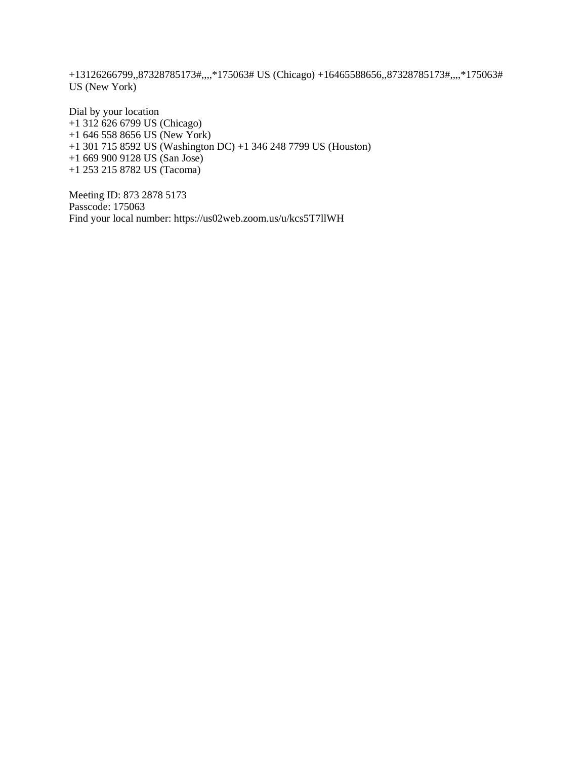+13126266799,,87328785173#,,,,*175063# US (Chicago) +16465588656,,87328785173#,,,,*175063# US (New York)

Dial by your location
+1 312 626 6799 US (Chicago)
+1 646 558 8656 US (New York)
+1 301 715 8592 US (Washington DC) +1 346 248 7799 US (Houston)
+1 669 900 9128 US (San Jose)
+1 253 215 8782 US (Tacoma)

Meeting ID: 873 2878 5173
Passcode: 175063
Find your local number: https://us02web.zoom.us/u/kcs5T7llWH